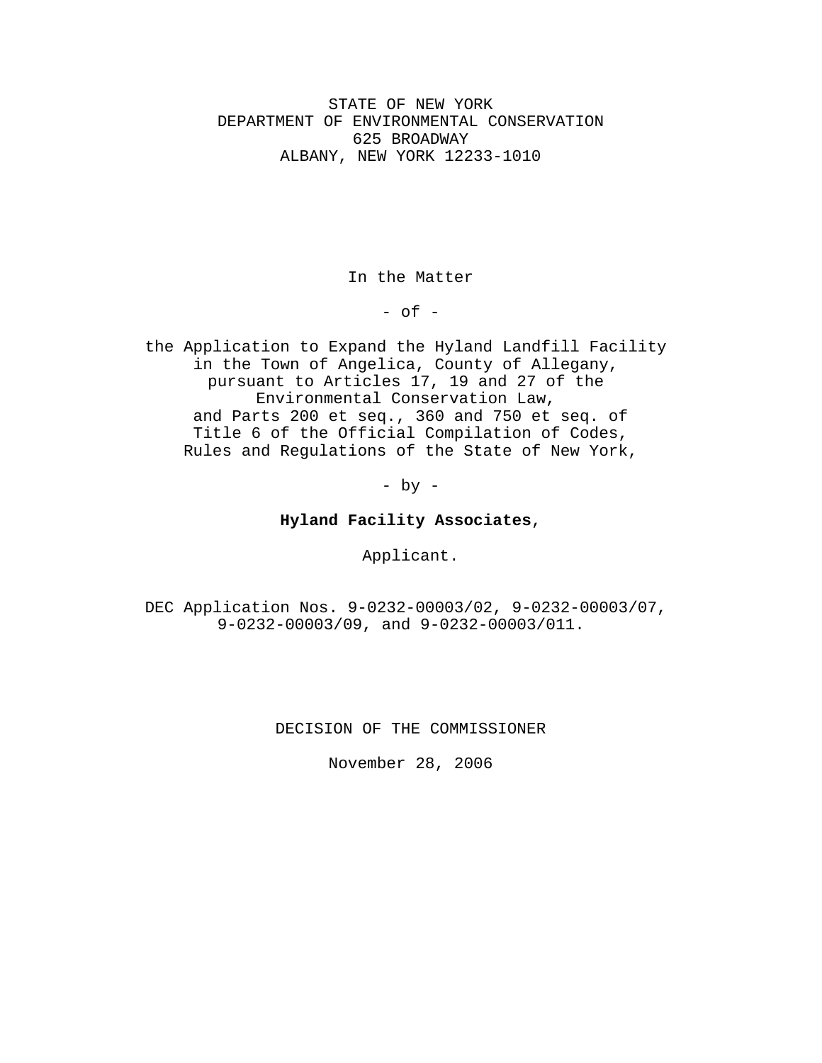STATE OF NEW YORK
DEPARTMENT OF ENVIRONMENTAL CONSERVATION
625 BROADWAY
ALBANY, NEW YORK 12233-1010

In the Matter

- of -

the Application to Expand the Hyland Landfill Facility in the Town of Angelica, County of Allegany, pursuant to Articles 17, 19 and 27 of the Environmental Conservation Law, and Parts 200 et seq., 360 and 750 et seq. of Title 6 of the Official Compilation of Codes, Rules and Regulations of the State of New York,

- by -

**Hyland Facility Associates**,

Applicant.

DEC Application Nos. 9-0232-00003/02, 9-0232-00003/07, 9-0232-00003/09, and 9-0232-00003/011.

DECISION OF THE COMMISSIONER

November 28, 2006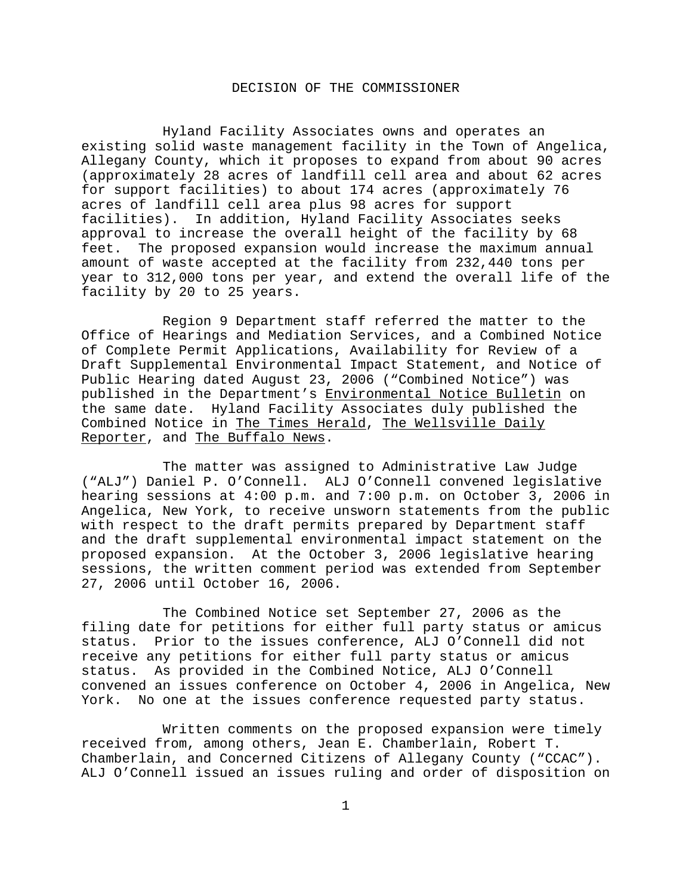# DECISION OF THE COMMISSIONER

Hyland Facility Associates owns and operates an existing solid waste management facility in the Town of Angelica, Allegany County, which it proposes to expand from about 90 acres (approximately 28 acres of landfill cell area and about 62 acres for support facilities) to about 174 acres (approximately 76 acres of landfill cell area plus 98 acres for support facilities). In addition, Hyland Facility Associates seeks approval to increase the overall height of the facility by 68 feet. The proposed expansion would increase the maximum annual amount of waste accepted at the facility from 232,440 tons per year to 312,000 tons per year, and extend the overall life of the facility by 20 to 25 years.

Region 9 Department staff referred the matter to the Office of Hearings and Mediation Services, and a Combined Notice of Complete Permit Applications, Availability for Review of a Draft Supplemental Environmental Impact Statement, and Notice of Public Hearing dated August 23, 2006 ("Combined Notice") was published in the Department's Environmental Notice Bulletin on the same date. Hyland Facility Associates duly published the Combined Notice in The Times Herald, The Wellsville Daily Reporter, and The Buffalo News.

The matter was assigned to Administrative Law Judge ("ALJ") Daniel P. O'Connell. ALJ O'Connell convened legislative hearing sessions at 4:00 p.m. and 7:00 p.m. on October 3, 2006 in Angelica, New York, to receive unsworn statements from the public with respect to the draft permits prepared by Department staff and the draft supplemental environmental impact statement on the proposed expansion. At the October 3, 2006 legislative hearing sessions, the written comment period was extended from September 27, 2006 until October 16, 2006.

The Combined Notice set September 27, 2006 as the filing date for petitions for either full party status or amicus status. Prior to the issues conference, ALJ O'Connell did not receive any petitions for either full party status or amicus status. As provided in the Combined Notice, ALJ O'Connell convened an issues conference on October 4, 2006 in Angelica, New York. No one at the issues conference requested party status.

Written comments on the proposed expansion were timely received from, among others, Jean E. Chamberlain, Robert T. Chamberlain, and Concerned Citizens of Allegany County ("CCAC"). ALJ O'Connell issued an issues ruling and order of disposition on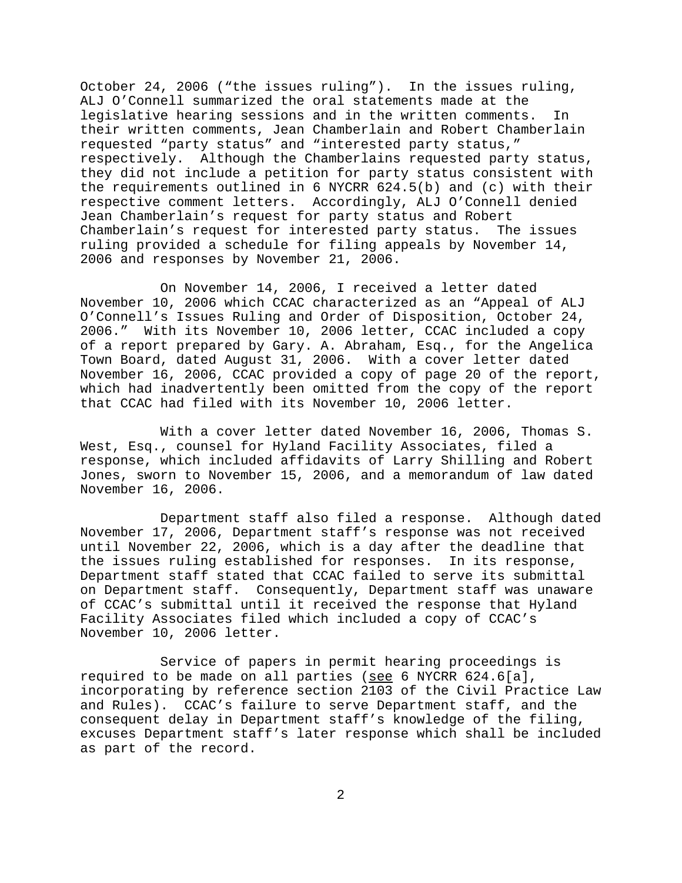October 24, 2006 ("the issues ruling"). In the issues ruling, ALJ O'Connell summarized the oral statements made at the legislative hearing sessions and in the written comments. In their written comments, Jean Chamberlain and Robert Chamberlain requested "party status" and "interested party status," respectively. Although the Chamberlains requested party status, they did not include a petition for party status consistent with the requirements outlined in 6 NYCRR 624.5(b) and (c) with their respective comment letters. Accordingly, ALJ O'Connell denied Jean Chamberlain's request for party status and Robert Chamberlain's request for interested party status. The issues ruling provided a schedule for filing appeals by November 14, 2006 and responses by November 21, 2006.

On November 14, 2006, I received a letter dated November 10, 2006 which CCAC characterized as an "Appeal of ALJ O'Connell's Issues Ruling and Order of Disposition, October 24, 2006." With its November 10, 2006 letter, CCAC included a copy of a report prepared by Gary. A. Abraham, Esq., for the Angelica Town Board, dated August 31, 2006. With a cover letter dated November 16, 2006, CCAC provided a copy of page 20 of the report, which had inadvertently been omitted from the copy of the report that CCAC had filed with its November 10, 2006 letter.

With a cover letter dated November 16, 2006, Thomas S. West, Esq., counsel for Hyland Facility Associates, filed a response, which included affidavits of Larry Shilling and Robert Jones, sworn to November 15, 2006, and a memorandum of law dated November 16, 2006.

Department staff also filed a response. Although dated November 17, 2006, Department staff's response was not received until November 22, 2006, which is a day after the deadline that the issues ruling established for responses. In its response, Department staff stated that CCAC failed to serve its submittal on Department staff. Consequently, Department staff was unaware of CCAC's submittal until it received the response that Hyland Facility Associates filed which included a copy of CCAC's November 10, 2006 letter.

Service of papers in permit hearing proceedings is required to be made on all parties (see 6 NYCRR 624.6[a], incorporating by reference section 2103 of the Civil Practice Law and Rules). CCAC's failure to serve Department staff, and the consequent delay in Department staff's knowledge of the filing, excuses Department staff's later response which shall be included as part of the record.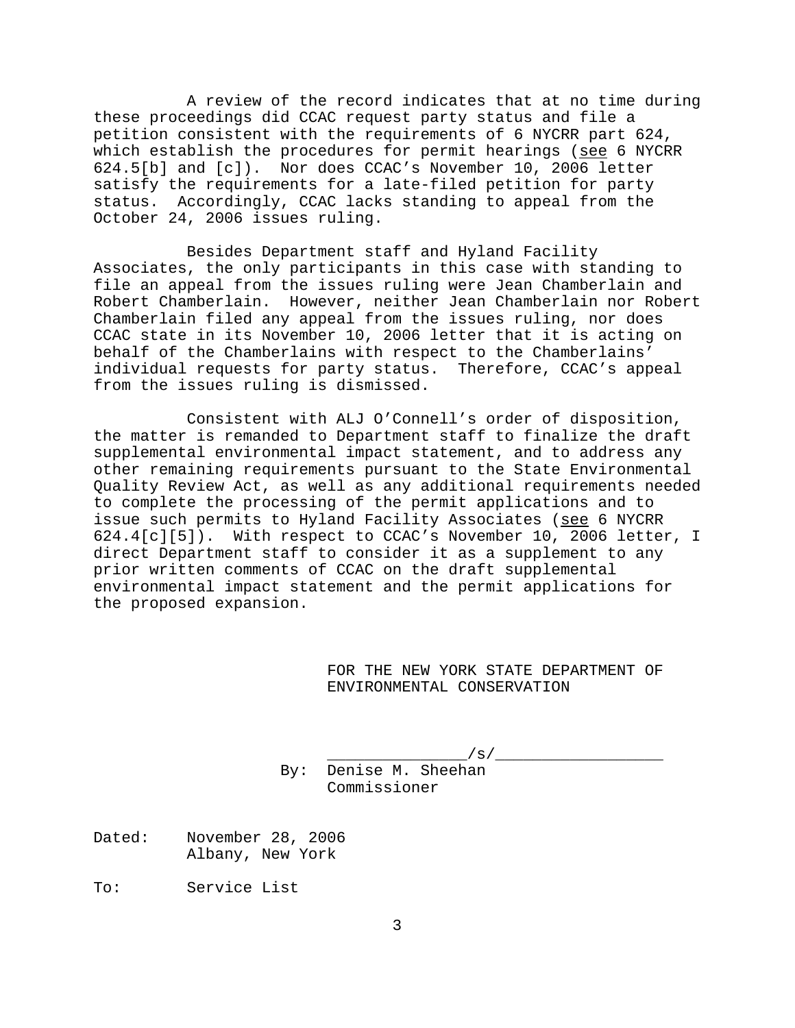A review of the record indicates that at no time during these proceedings did CCAC request party status and file a petition consistent with the requirements of 6 NYCRR part 624, which establish the procedures for permit hearings (see 6 NYCRR 624.5[b] and [c]). Nor does CCAC's November 10, 2006 letter satisfy the requirements for a late-filed petition for party status. Accordingly, CCAC lacks standing to appeal from the October 24, 2006 issues ruling.

Besides Department staff and Hyland Facility Associates, the only participants in this case with standing to file an appeal from the issues ruling were Jean Chamberlain and Robert Chamberlain. However, neither Jean Chamberlain nor Robert Chamberlain filed any appeal from the issues ruling, nor does CCAC state in its November 10, 2006 letter that it is acting on behalf of the Chamberlains with respect to the Chamberlains' individual requests for party status. Therefore, CCAC's appeal from the issues ruling is dismissed.

Consistent with ALJ O'Connell's order of disposition, the matter is remanded to Department staff to finalize the draft supplemental environmental impact statement, and to address any other remaining requirements pursuant to the State Environmental Quality Review Act, as well as any additional requirements needed to complete the processing of the permit applications and to issue such permits to Hyland Facility Associates (see 6 NYCRR 624.4[c][5]). With respect to CCAC's November 10, 2006 letter, I direct Department staff to consider it as a supplement to any prior written comments of CCAC on the draft supplemental environmental impact statement and the permit applications for the proposed expansion.

FOR THE NEW YORK STATE DEPARTMENT OF ENVIRONMENTAL CONSERVATION

/s/

By: Denise M. Sheehan
Commissioner

Dated: November 28, 2006
Albany, New York

To: Service List